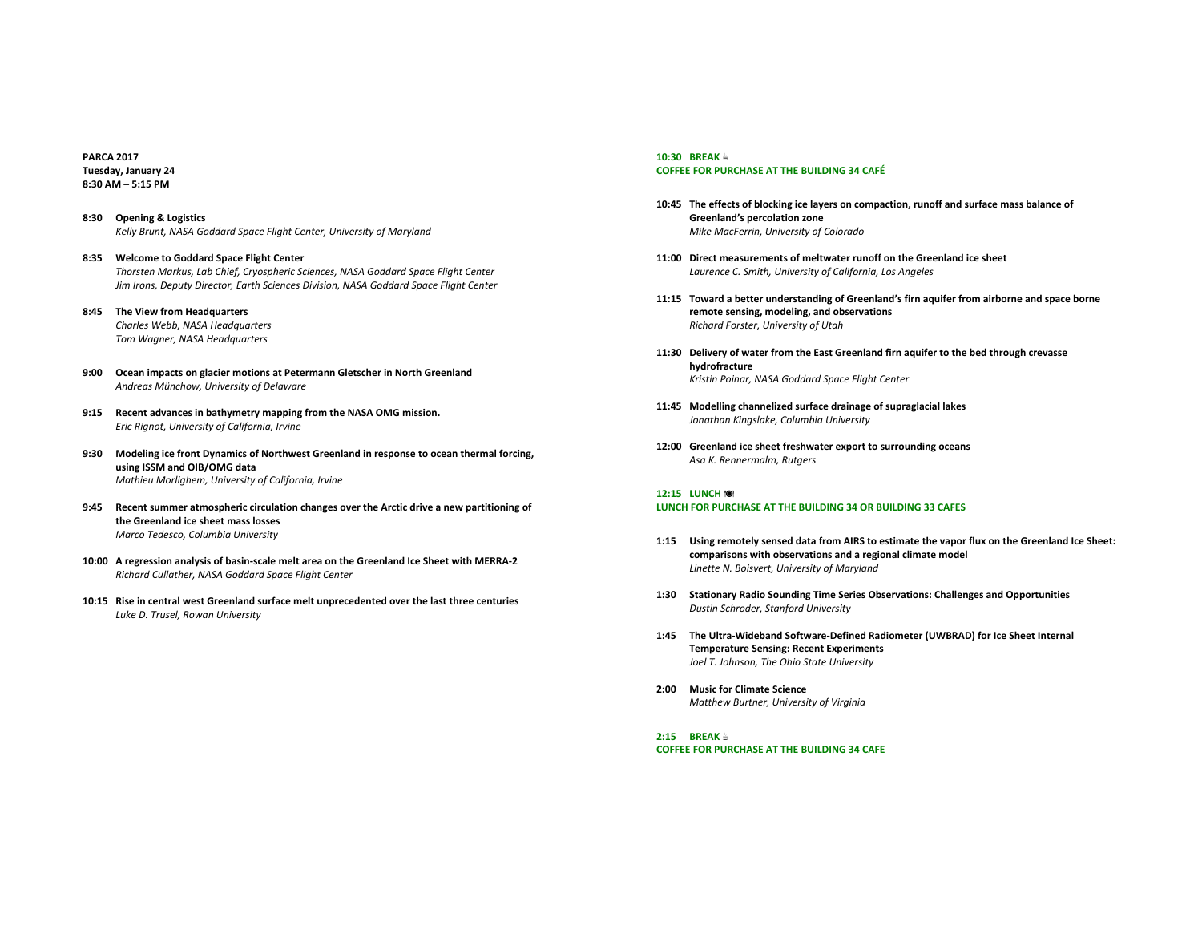**PARCA 2017**
**Tuesday, January 24**
**8:30 AM – 5:15 PM**

**8:30 Opening & Logistics**
*Kelly Brunt, NASA Goddard Space Flight Center, University of Maryland*

**8:35 Welcome to Goddard Space Flight Center**
*Thorsten Markus, Lab Chief, Cryospheric Sciences, NASA Goddard Space Flight Center*
*Jim Irons, Deputy Director, Earth Sciences Division, NASA Goddard Space Flight Center*

**8:45 The View from Headquarters**
*Charles Webb, NASA Headquarters*
*Tom Wagner, NASA Headquarters*

**9:00 Ocean impacts on glacier motions at Petermann Gletscher in North Greenland**
*Andreas Münchow, University of Delaware*

**9:15 Recent advances in bathymetry mapping from the NASA OMG mission.**
*Eric Rignot, University of California, Irvine*

**9:30 Modeling ice front Dynamics of Northwest Greenland in response to ocean thermal forcing, using ISSM and OIB/OMG data**
*Mathieu Morlighem, University of California, Irvine*

**9:45 Recent summer atmospheric circulation changes over the Arctic drive a new partitioning of the Greenland ice sheet mass losses**
*Marco Tedesco, Columbia University*

**10:00 A regression analysis of basin-scale melt area on the Greenland Ice Sheet with MERRA-2**
*Richard Cullather, NASA Goddard Space Flight Center*

**10:15 Rise in central west Greenland surface melt unprecedented over the last three centuries**
*Luke D. Trusel, Rowan University*

**10:30 BREAK ☕**
**COFFEE FOR PURCHASE AT THE BUILDING 34 CAFÉ**

**10:45 The effects of blocking ice layers on compaction, runoff and surface mass balance of Greenland's percolation zone**
*Mike MacFerrin, University of Colorado*

**11:00 Direct measurements of meltwater runoff on the Greenland ice sheet**
*Laurence C. Smith, University of California, Los Angeles*

**11:15 Toward a better understanding of Greenland's firn aquifer from airborne and space borne remote sensing, modeling, and observations**
*Richard Forster, University of Utah*

**11:30 Delivery of water from the East Greenland firn aquifer to the bed through crevasse hydrofracture**
*Kristin Poinar, NASA Goddard Space Flight Center*

**11:45 Modelling channelized surface drainage of supraglacial lakes**
*Jonathan Kingslake, Columbia University*

**12:00 Greenland ice sheet freshwater export to surrounding oceans**
*Asa K. Rennermalm, Rutgers*

**12:15 LUNCH 🍽**
**LUNCH FOR PURCHASE AT THE BUILDING 34 OR BUILDING 33 CAFES**

**1:15 Using remotely sensed data from AIRS to estimate the vapor flux on the Greenland Ice Sheet: comparisons with observations and a regional climate model**
*Linette N. Boisvert, University of Maryland*

**1:30 Stationary Radio Sounding Time Series Observations: Challenges and Opportunities**
*Dustin Schroder, Stanford University*

**1:45 The Ultra-Wideband Software-Defined Radiometer (UWBRAD) for Ice Sheet Internal Temperature Sensing: Recent Experiments**
*Joel T. Johnson, The Ohio State University*

**2:00 Music for Climate Science**
*Matthew Burtner, University of Virginia*

**2:15 BREAK ☕**
**COFFEE FOR PURCHASE AT THE BUILDING 34 CAFE**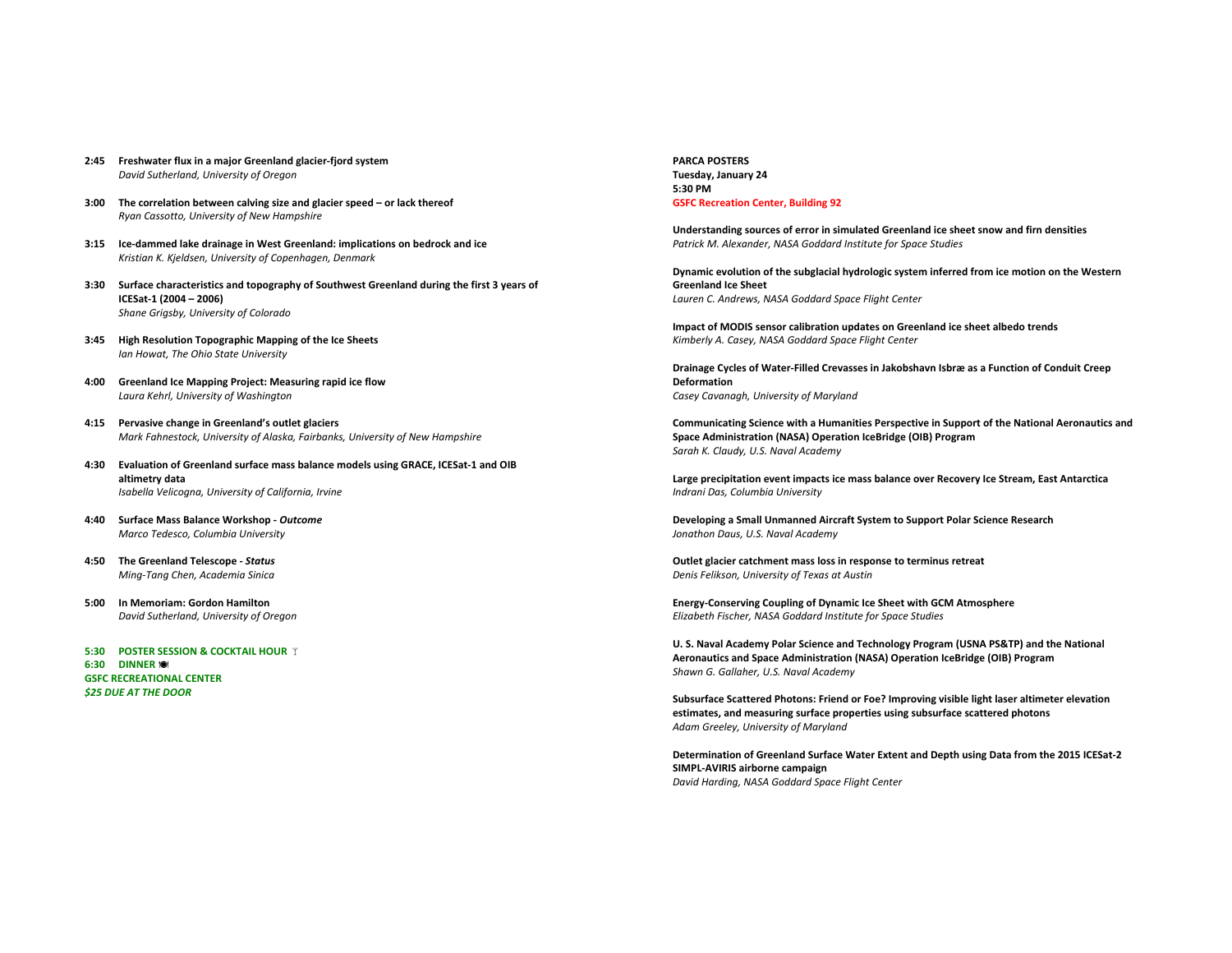**2:45 Freshwater flux in a major Greenland glacier-fjord system**
*David Sutherland, University of Oregon*

**3:00 The correlation between calving size and glacier speed – or lack thereof**
*Ryan Cassotto, University of New Hampshire*

**3:15 Ice-dammed lake drainage in West Greenland: implications on bedrock and ice**
*Kristian K. Kjeldsen, University of Copenhagen, Denmark*

**3:30 Surface characteristics and topography of Southwest Greenland during the first 3 years of ICESat-1 (2004 – 2006)**
*Shane Grigsby, University of Colorado*

**3:45 High Resolution Topographic Mapping of the Ice Sheets**
*Ian Howat, The Ohio State University*

**4:00 Greenland Ice Mapping Project: Measuring rapid ice flow**
*Laura Kehrl, University of Washington*

**4:15 Pervasive change in Greenland's outlet glaciers**
*Mark Fahnestock, University of Alaska, Fairbanks, University of New Hampshire*

**4:30 Evaluation of Greenland surface mass balance models using GRACE, ICESat-1 and OIB altimetry data**
*Isabella Velicogna, University of California, Irvine*

**4:40 Surface Mass Balance Workshop -** ***Outcome***
*Marco Tedesco, Columbia University*

**4:50 The Greenland Telescope -** ***Status***
*Ming-Tang Chen, Academia Sinica*

**5:00 In Memoriam: Gordon Hamilton**
*David Sutherland, University of Oregon*

**5:30 POSTER SESSION & COCKTAIL HOUR**
**6:30 DINNER**
**GSFC RECREATIONAL CENTER**
***$25 DUE AT THE DOOR***

**PARCA POSTERS**
**Tuesday, January 24**
**5:30 PM**
**GSFC Recreation Center, Building 92**

**Understanding sources of error in simulated Greenland ice sheet snow and firn densities**
*Patrick M. Alexander, NASA Goddard Institute for Space Studies*

**Dynamic evolution of the subglacial hydrologic system inferred from ice motion on the Western Greenland Ice Sheet**
*Lauren C. Andrews, NASA Goddard Space Flight Center*

**Impact of MODIS sensor calibration updates on Greenland ice sheet albedo trends**
*Kimberly A. Casey, NASA Goddard Space Flight Center*

**Drainage Cycles of Water-Filled Crevasses in Jakobshavn Isbræ as a Function of Conduit Creep Deformation**
*Casey Cavanagh, University of Maryland*

**Communicating Science with a Humanities Perspective in Support of the National Aeronautics and Space Administration (NASA) Operation IceBridge (OIB) Program**
*Sarah K. Claudy, U.S. Naval Academy*

**Large precipitation event impacts ice mass balance over Recovery Ice Stream, East Antarctica**
*Indrani Das, Columbia University*

**Developing a Small Unmanned Aircraft System to Support Polar Science Research**
*Jonathon Daus, U.S. Naval Academy*

**Outlet glacier catchment mass loss in response to terminus retreat**
*Denis Felikson, University of Texas at Austin*

**Energy-Conserving Coupling of Dynamic Ice Sheet with GCM Atmosphere**
*Elizabeth Fischer, NASA Goddard Institute for Space Studies*

**U. S. Naval Academy Polar Science and Technology Program (USNA PS&TP) and the National Aeronautics and Space Administration (NASA) Operation IceBridge (OIB) Program**
*Shawn G. Gallaher, U.S. Naval Academy*

**Subsurface Scattered Photons: Friend or Foe? Improving visible light laser altimeter elevation estimates, and measuring surface properties using subsurface scattered photons**
*Adam Greeley, University of Maryland*

**Determination of Greenland Surface Water Extent and Depth using Data from the 2015 ICESat-2 SIMPL-AVIRIS airborne campaign**
*David Harding, NASA Goddard Space Flight Center*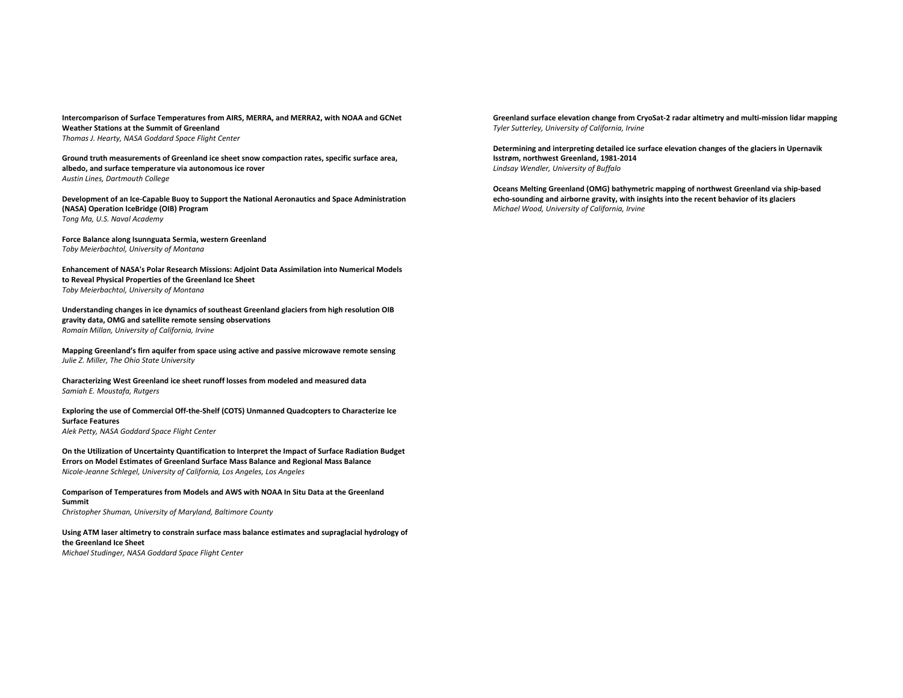**Intercomparison of Surface Temperatures from AIRS, MERRA, and MERRA2, with NOAA and GCNet Weather Stations at the Summit of Greenland**
*Thomas J. Hearty, NASA Goddard Space Flight Center*

**Ground truth measurements of Greenland ice sheet snow compaction rates, specific surface area, albedo, and surface temperature via autonomous ice rover**
*Austin Lines, Dartmouth College*

**Development of an Ice-Capable Buoy to Support the National Aeronautics and Space Administration (NASA) Operation IceBridge (OIB) Program**
*Tong Ma, U.S. Naval Academy*

**Force Balance along Isunnguata Sermia, western Greenland**
*Toby Meierbachtol, University of Montana*

**Enhancement of NASA's Polar Research Missions: Adjoint Data Assimilation into Numerical Models to Reveal Physical Properties of the Greenland Ice Sheet**
*Toby Meierbachtol, University of Montana*

**Understanding changes in ice dynamics of southeast Greenland glaciers from high resolution OIB gravity data, OMG and satellite remote sensing observations**
*Romain Millan, University of California, Irvine*

**Mapping Greenland's firn aquifer from space using active and passive microwave remote sensing**
*Julie Z. Miller, The Ohio State University*

**Characterizing West Greenland ice sheet runoff losses from modeled and measured data**
*Samiah E. Moustafa, Rutgers*

**Exploring the use of Commercial Off-the-Shelf (COTS) Unmanned Quadcopters to Characterize Ice Surface Features**
*Alek Petty, NASA Goddard Space Flight Center*

**On the Utilization of Uncertainty Quantification to Interpret the Impact of Surface Radiation Budget Errors on Model Estimates of Greenland Surface Mass Balance and Regional Mass Balance**
*Nicole-Jeanne Schlegel, University of California, Los Angeles, Los Angeles*

**Comparison of Temperatures from Models and AWS with NOAA In Situ Data at the Greenland Summit**
*Christopher Shuman, University of Maryland, Baltimore County*

**Using ATM laser altimetry to constrain surface mass balance estimates and supraglacial hydrology of the Greenland Ice Sheet**
*Michael Studinger, NASA Goddard Space Flight Center*

**Greenland surface elevation change from CryoSat-2 radar altimetry and multi-mission lidar mapping**
*Tyler Sutterley, University of California, Irvine*

**Determining and interpreting detailed ice surface elevation changes of the glaciers in Upernavik Isstrøm, northwest Greenland, 1981-2014**
*Lindsay Wendler, University of Buffalo*

**Oceans Melting Greenland (OMG) bathymetric mapping of northwest Greenland via ship-based echo-sounding and airborne gravity, with insights into the recent behavior of its glaciers**
*Michael Wood, University of California, Irvine*